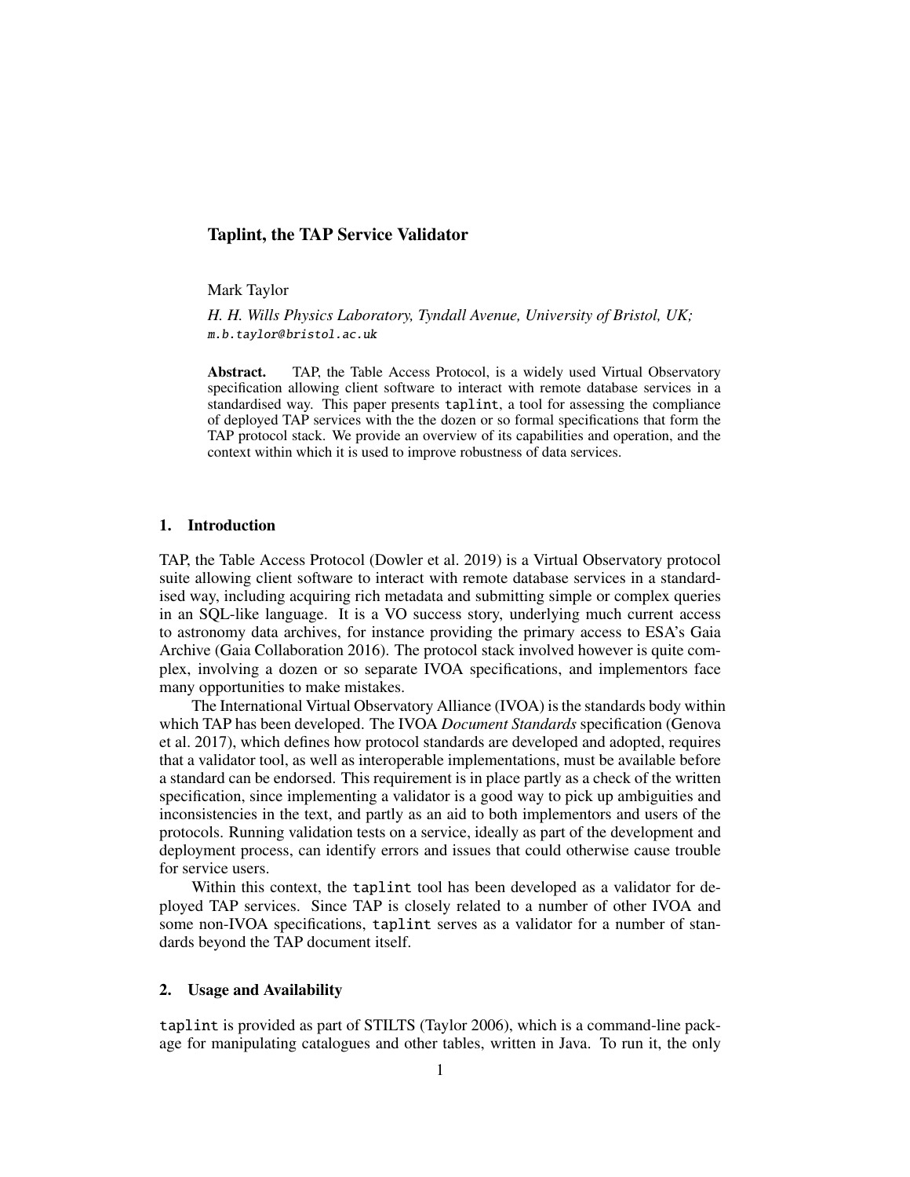# Taplint, the TAP Service Validator

Mark Taylor

*H. H. Wills Physics Laboratory, Tyndall Avenue, University of Bristol, UK;* `m.b.taylor@bristol.ac.uk`

**Abstract.** TAP, the Table Access Protocol, is a widely used Virtual Observatory specification allowing client software to interact with remote database services in a standardised way. This paper presents `taplint`, a tool for assessing the compliance of deployed TAP services with the the dozen or so formal specifications that form the TAP protocol stack. We provide an overview of its capabilities and operation, and the context within which it is used to improve robustness of data services.

## 1. Introduction

TAP, the Table Access Protocol (Dowler et al. 2019) is a Virtual Observatory protocol suite allowing client software to interact with remote database services in a standardised way, including acquiring rich metadata and submitting simple or complex queries in an SQL-like language. It is a VO success story, underlying much current access to astronomy data archives, for instance providing the primary access to ESA's Gaia Archive (Gaia Collaboration 2016). The protocol stack involved however is quite complex, involving a dozen or so separate IVOA specifications, and implementors face many opportunities to make mistakes.

The International Virtual Observatory Alliance (IVOA) is the standards body within which TAP has been developed. The IVOA *Document Standards* specification (Genova et al. 2017), which defines how protocol standards are developed and adopted, requires that a validator tool, as well as interoperable implementations, must be available before a standard can be endorsed. This requirement is in place partly as a check of the written specification, since implementing a validator is a good way to pick up ambiguities and inconsistencies in the text, and partly as an aid to both implementors and users of the protocols. Running validation tests on a service, ideally as part of the development and deployment process, can identify errors and issues that could otherwise cause trouble for service users.

Within this context, the `taplint` tool has been developed as a validator for deployed TAP services. Since TAP is closely related to a number of other IVOA and some non-IVOA specifications, `taplint` serves as a validator for a number of standards beyond the TAP document itself.

## 2. Usage and Availability

`taplint` is provided as part of STILTS (Taylor 2006), which is a command-line package for manipulating catalogues and other tables, written in Java. To run it, the only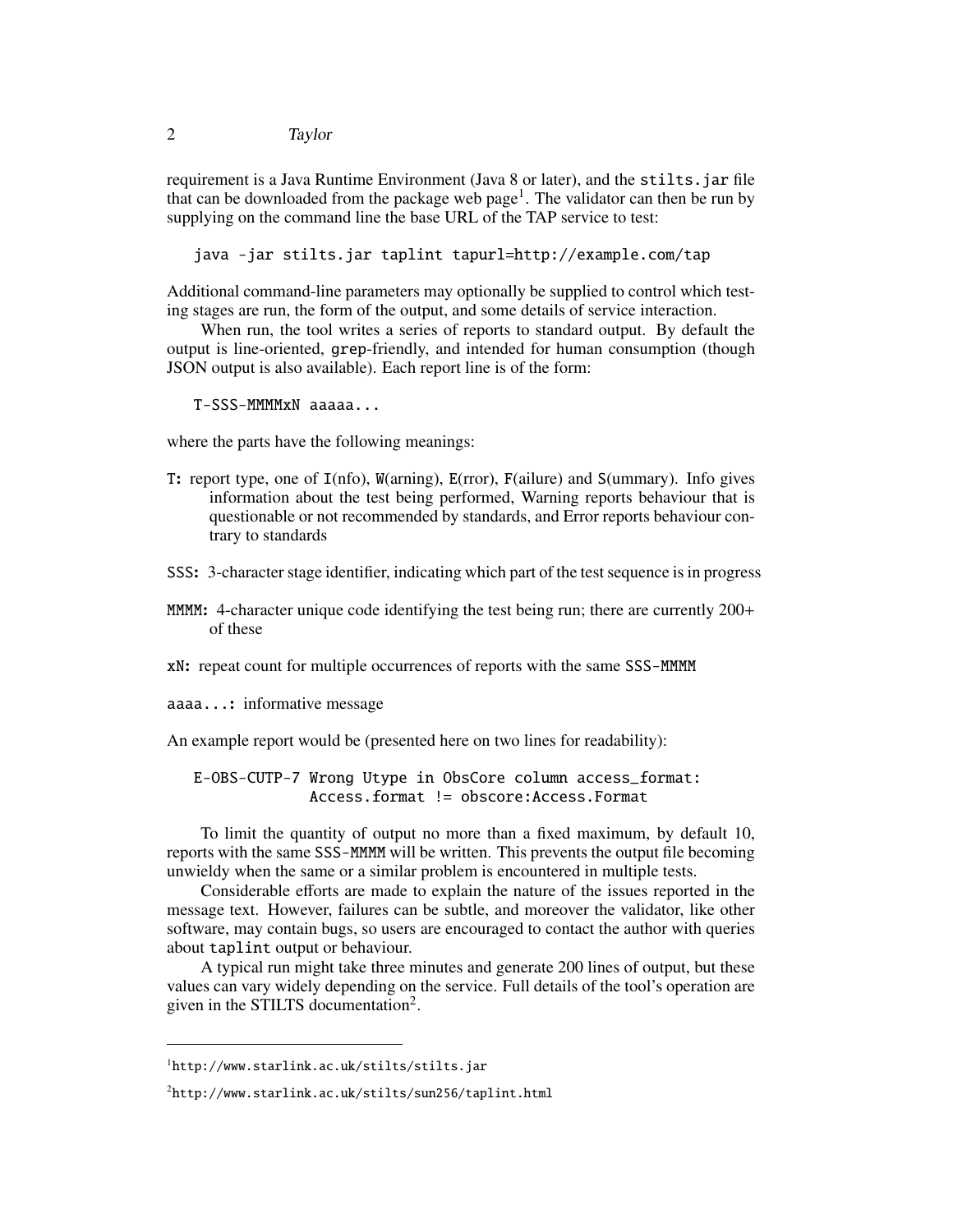requirement is a Java Runtime Environment (Java 8 or later), and the `stilts.jar` file that can be downloaded from the package web page[1]. The validator can then be run by supplying on the command line the base URL of the TAP service to test:

```
java -jar stilts.jar taplint tapurl=http://example.com/tap
```

Additional command-line parameters may optionally be supplied to control which testing stages are run, the form of the output, and some details of service interaction.

When run, the tool writes a series of reports to standard output. By default the output is line-oriented, `grep`-friendly, and intended for human consumption (though JSON output is also available). Each report line is of the form:

```
T-SSS-MMMMxN aaaaa...
```

where the parts have the following meanings:

- `T`: report type, one of `I`(nfo), `W`(arning), `E`(rror), `F`(ailure) and `S`(ummary). Info gives information about the test being performed, Warning reports behaviour that is questionable or not recommended by standards, and Error reports behaviour contrary to standards
- `SSS`: 3-character stage identifier, indicating which part of the test sequence is in progress
- `MMMM`: 4-character unique code identifying the test being run; there are currently 200+ of these
- `xN`: repeat count for multiple occurrences of reports with the same `SSS-MMMM`
- `aaaa...`: informative message

An example report would be (presented here on two lines for readability):

```
E-OBS-CUTP-7 Wrong Utype in ObsCore column access_format:
             Access.format != obscore:Access.Format
```

To limit the quantity of output no more than a fixed maximum, by default 10, reports with the same `SSS-MMMM` will be written. This prevents the output file becoming unwieldy when the same or a similar problem is encountered in multiple tests.

Considerable efforts are made to explain the nature of the issues reported in the message text. However, failures can be subtle, and moreover the validator, like other software, may contain bugs, so users are encouraged to contact the author with queries about `taplint` output or behaviour.

A typical run might take three minutes and generate 200 lines of output, but these values can vary widely depending on the service. Full details of the tool's operation are given in the STILTS documentation[2].

[1] http://www.starlink.ac.uk/stilts/stilts.jar

[2] http://www.starlink.ac.uk/stilts/sun256/taplint.html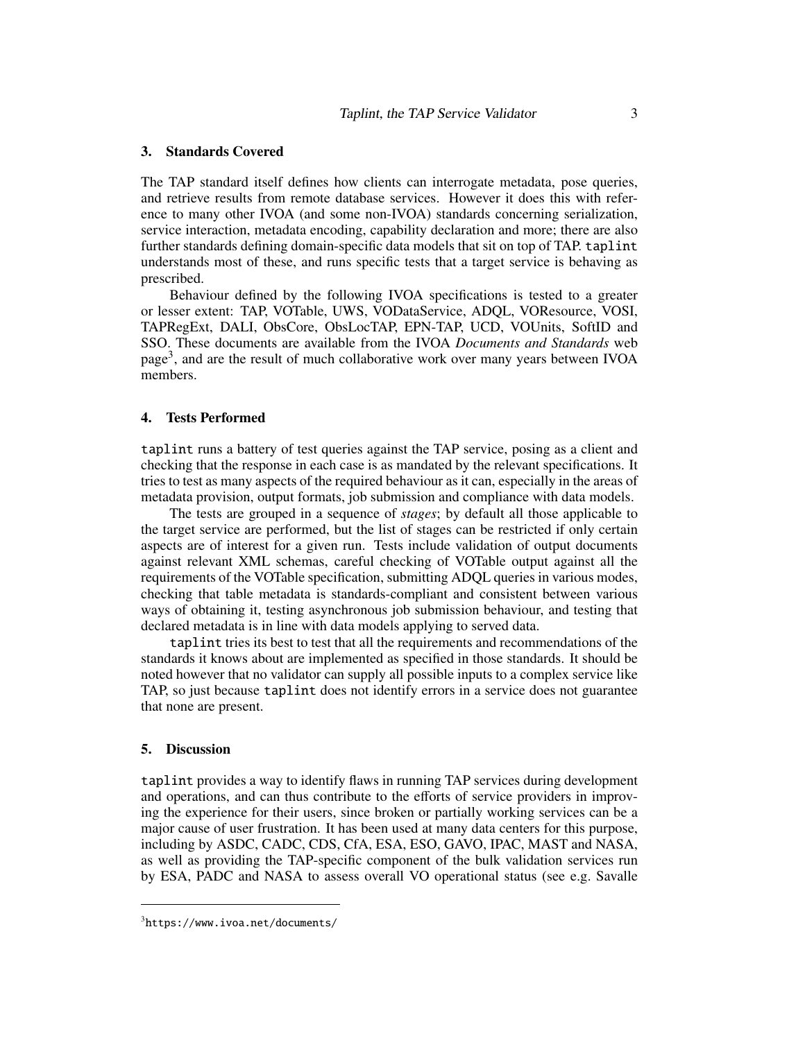## 3. Standards Covered

The TAP standard itself defines how clients can interrogate metadata, pose queries, and retrieve results from remote database services. However it does this with reference to many other IVOA (and some non-IVOA) standards concerning serialization, service interaction, metadata encoding, capability declaration and more; there are also further standards defining domain-specific data models that sit on top of TAP. `taplint` understands most of these, and runs specific tests that a target service is behaving as prescribed.

Behaviour defined by the following IVOA specifications is tested to a greater or lesser extent: TAP, VOTable, UWS, VODataService, ADQL, VOResource, VOSI, TAPRegExt, DALI, ObsCore, ObsLocTAP, EPN-TAP, UCD, VOUnits, SoftID and SSO. These documents are available from the IVOA *Documents and Standards* web page[3], and are the result of much collaborative work over many years between IVOA members.

## 4. Tests Performed

`taplint` runs a battery of test queries against the TAP service, posing as a client and checking that the response in each case is as mandated by the relevant specifications. It tries to test as many aspects of the required behaviour as it can, especially in the areas of metadata provision, output formats, job submission and compliance with data models.

The tests are grouped in a sequence of *stages*; by default all those applicable to the target service are performed, but the list of stages can be restricted if only certain aspects are of interest for a given run. Tests include validation of output documents against relevant XML schemas, careful checking of VOTable output against all the requirements of the VOTable specification, submitting ADQL queries in various modes, checking that table metadata is standards-compliant and consistent between various ways of obtaining it, testing asynchronous job submission behaviour, and testing that declared metadata is in line with data models applying to served data.

`taplint` tries its best to test that all the requirements and recommendations of the standards it knows about are implemented as specified in those standards. It should be noted however that no validator can supply all possible inputs to a complex service like TAP, so just because `taplint` does not identify errors in a service does not guarantee that none are present.

## 5. Discussion

`taplint` provides a way to identify flaws in running TAP services during development and operations, and can thus contribute to the efforts of service providers in improving the experience for their users, since broken or partially working services can be a major cause of user frustration. It has been used at many data centers for this purpose, including by ASDC, CADC, CDS, CfA, ESA, ESO, GAVO, IPAC, MAST and NASA, as well as providing the TAP-specific component of the bulk validation services run by ESA, PADC and NASA to assess overall VO operational status (see e.g. Savalle

---

[3] `https://www.ivoa.net/documents/`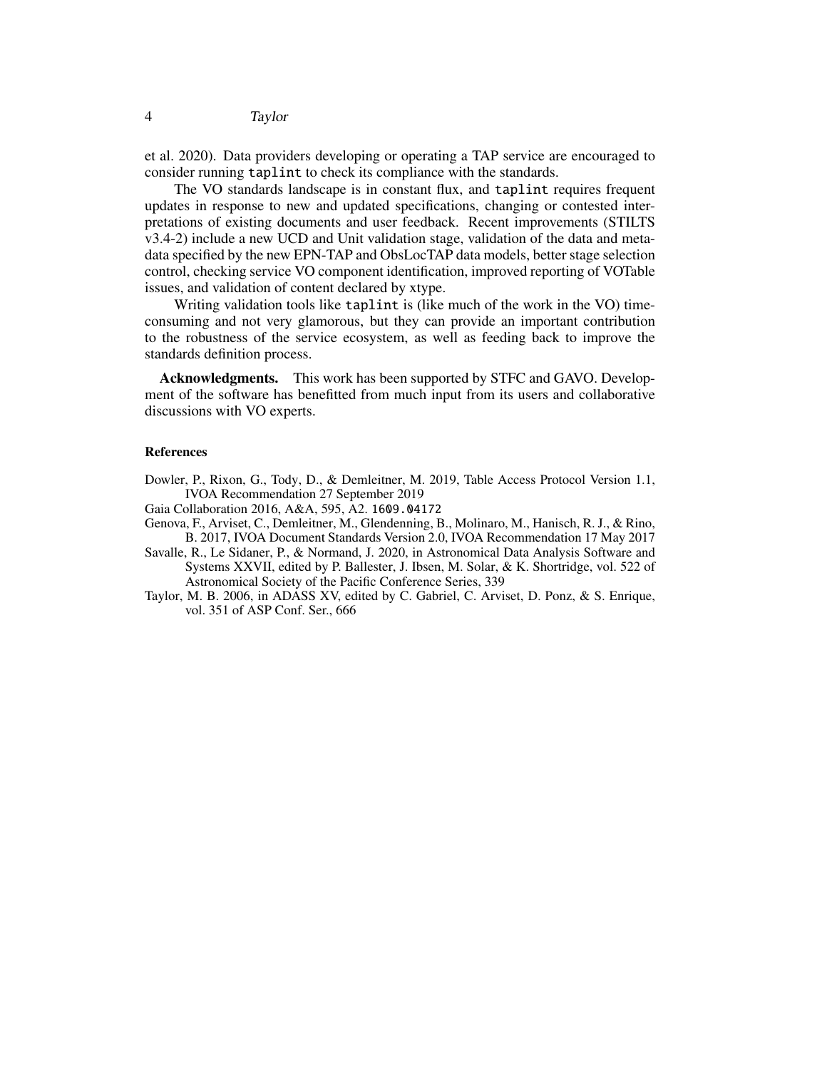et al. 2020). Data providers developing or operating a TAP service are encouraged to consider running `taplint` to check its compliance with the standards.

The VO standards landscape is in constant flux, and `taplint` requires frequent updates in response to new and updated specifications, changing or contested interpretations of existing documents and user feedback. Recent improvements (STILTS v3.4-2) include a new UCD and Unit validation stage, validation of the data and metadata specified by the new EPN-TAP and ObsLocTAP data models, better stage selection control, checking service VO component identification, improved reporting of VOTable issues, and validation of content declared by xtype.

Writing validation tools like `taplint` is (like much of the work in the VO) time-consuming and not very glamorous, but they can provide an important contribution to the robustness of the service ecosystem, as well as feeding back to improve the standards definition process.

**Acknowledgments.** This work has been supported by STFC and GAVO. Development of the software has benefitted from much input from its users and collaborative discussions with VO experts.

### References

Dowler, P., Rixon, G., Tody, D., & Demleitner, M. 2019, Table Access Protocol Version 1.1, IVOA Recommendation 27 September 2019

Gaia Collaboration 2016, A&A, 595, A2. 1609.04172

Genova, F., Arviset, C., Demleitner, M., Glendenning, B., Molinaro, M., Hanisch, R. J., & Rino, B. 2017, IVOA Document Standards Version 2.0, IVOA Recommendation 17 May 2017

Savalle, R., Le Sidaner, P., & Normand, J. 2020, in Astronomical Data Analysis Software and Systems XXVII, edited by P. Ballester, J. Ibsen, M. Solar, & K. Shortridge, vol. 522 of Astronomical Society of the Pacific Conference Series, 339

Taylor, M. B. 2006, in ADASS XV, edited by C. Gabriel, C. Arviset, D. Ponz, & S. Enrique, vol. 351 of ASP Conf. Ser., 666